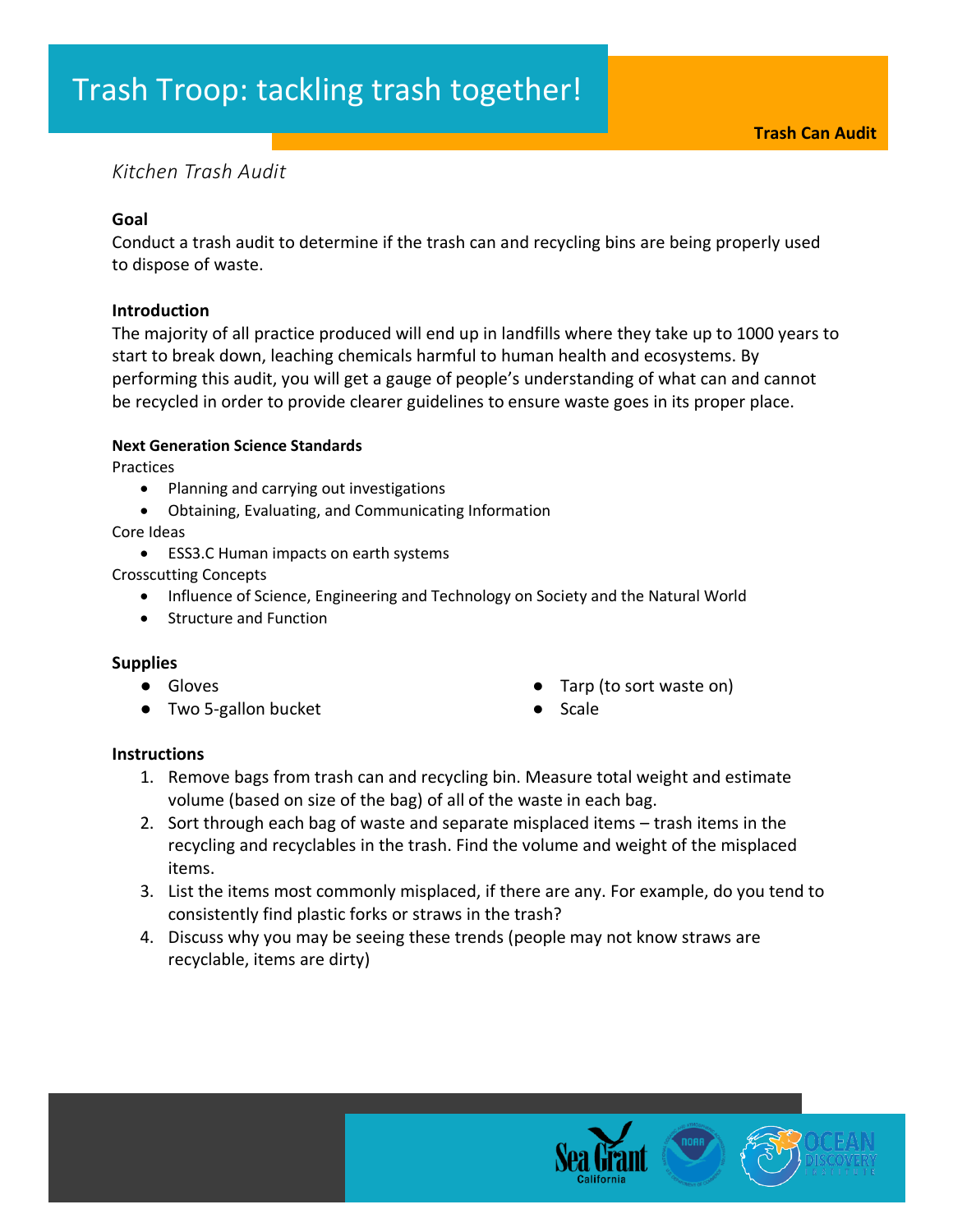# Trash Troop: tackling trash together!

**Trash Can Audit**

*Kitchen Trash Audit*

### Goal

Conduct a trash audit to determine if the trash can and recycling bins are being properly used to dispose of waste.

### Introduction

The majority of all practice produced will end up in landfills where they take up to 1000 years to start to break down, leaching chemicals harmful to human health and ecosystems. By performing this audit, you will get a gauge of people's understanding of what can and cannot be recycled in order to provide clearer guidelines to ensure waste goes in its proper place.

#### Next Generation Science Standards

Practices

- Planning and carrying out investigations
- Obtaining, Evaluating, and Communicating Information

Core Ideas

- ESS3.C Human impacts on earth systems

Crosscutting Concepts

- Influence of Science, Engineering and Technology on Society and the Natural World
- Structure and Function

### Supplies

- Gloves
- Two 5-gallon bucket
- Tarp (to sort waste on)
- Scale

### Instructions

1. Remove bags from trash can and recycling bin. Measure total weight and estimate volume (based on size of the bag) of all of the waste in each bag.
2. Sort through each bag of waste and separate misplaced items – trash items in the recycling and recyclables in the trash. Find the volume and weight of the misplaced items.
3. List the items most commonly misplaced, if there are any. For example, do you tend to consistently find plastic forks or straws in the trash?
4. Discuss why you may be seeing these trends (people may not know straws are recyclable, items are dirty)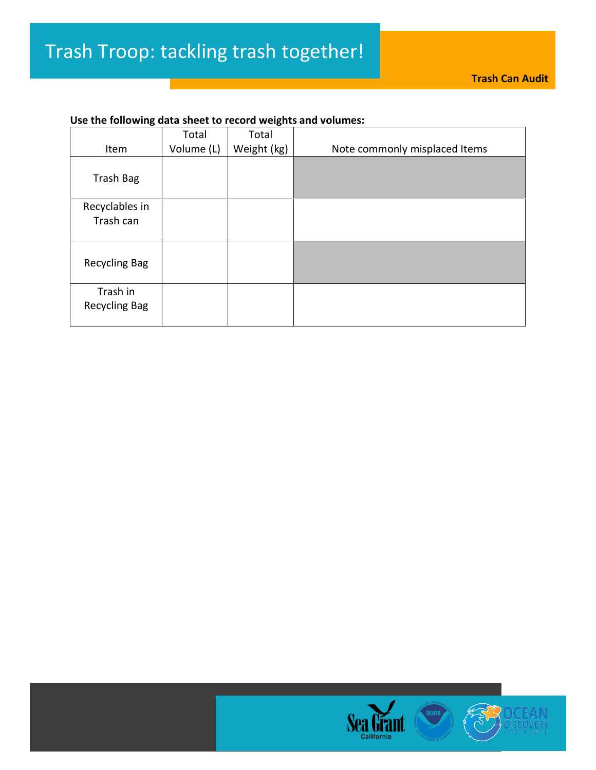**Use the following data sheet to record weights and volumes:**

| Item | Total Volume (L) | Total Weight (kg) | Note commonly misplaced Items |
|---|---|---|---|
| Trash Bag | | | |
| Recyclables in Trash can | | | |
| Recycling Bag | | | |
| Trash in Recycling Bag | | | |